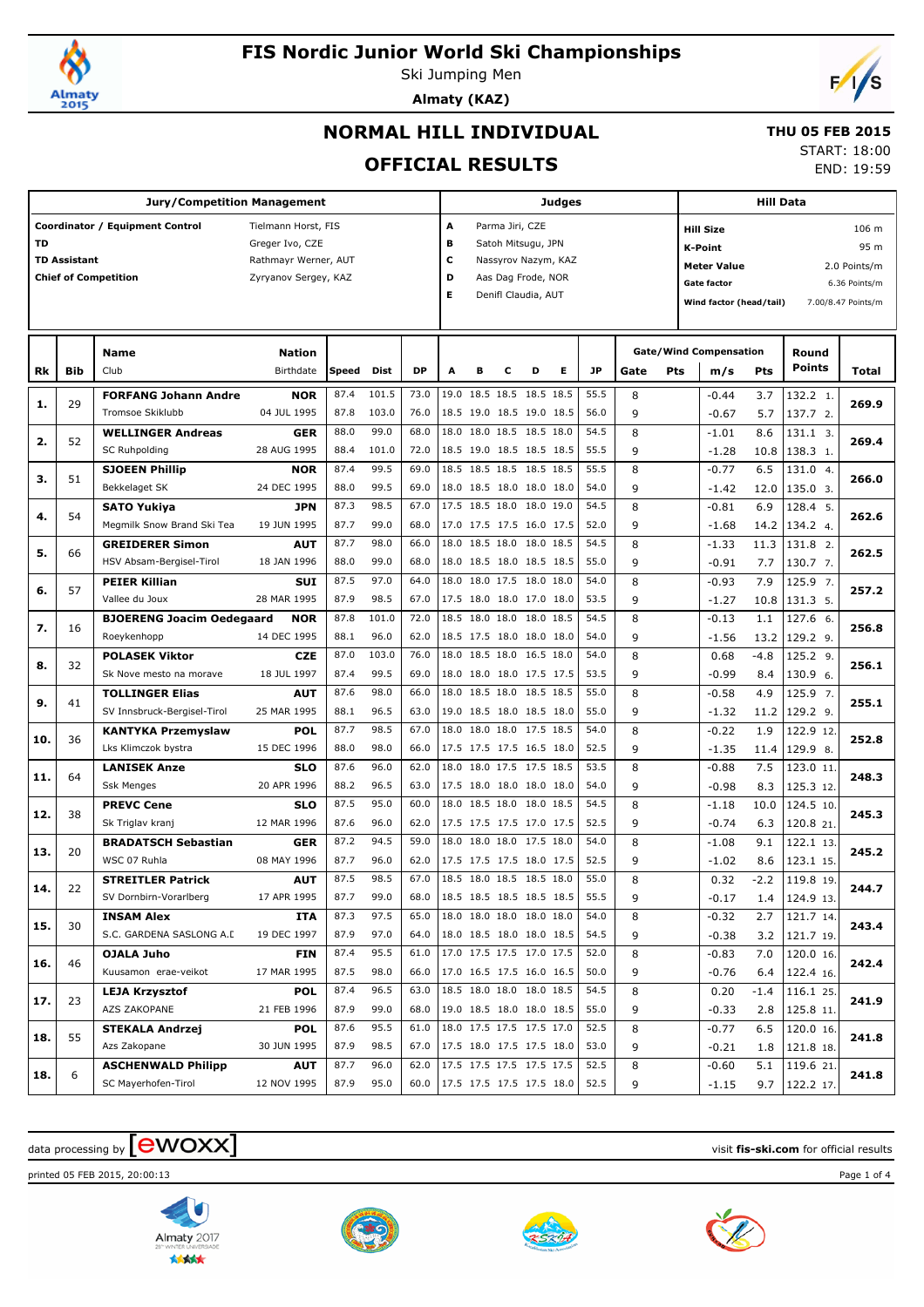# FIS Nordic Junior World Ski Championships

Ski Jumping Men

**Almaty (KAZ)**

## NORMAL HILL INDIVIDUAL

## OFFICIAL RESULTS

**THU 05 FEB 2015**

START: 18:00

END: 19:59

| Jury/Competition Management | | Judges | | Hill Data | |
|---|---|---|---|---|---|
| **Coordinator / Equipment Control** | Tielmann Horst, FIS | A | Parma Jiri, CZE | **Hill Size** | 106 m |
| **TD** | Greger Ivo, CZE | B | Satoh Mitsugu, JPN | **K-Point** | 95 m |
| **TD Assistant** | Rathmayr Werner, AUT | C | Nassyrov Nazym, KAZ | **Meter Value** | 2.0 Points/m |
| **Chief of Competition** | Zyryanov Sergey, KAZ | D | Aas Dag Frode, NOR | **Gate factor** | 6.36 Points/m |
| | | E | Denifl Claudia, AUT | **Wind factor (head/tail)** | 7.00/8.47 Points/m |

| Rk | Bib | Name / Club | Nation / Birthdate | Speed | Dist | DP | A | B | C | D | E | JP | Gate | Pts | m/s | Pts | Round Points | Total |
|---|---|---|---|---|---|---|---|---|---|---|---|---|---|---|---|---|---|---|
| 1. | 29 | **FORFANG Johann Andre** | **NOR** | 87.4 | 101.5 | 73.0 | 19.0 | 18.5 | 18.5 | 18.5 | 18.5 | 55.5 | 8 | | -0.44 | 3.7 | 132.2 1. | 269.9 |
| | | Tromsoe Skiklubb | 04 JUL 1995 | 87.8 | 103.0 | 76.0 | 18.5 | 19.0 | 18.5 | 19.0 | 18.5 | 56.0 | 9 | | -0.67 | 5.7 | 137.7 2. | |
| 2. | 52 | **WELLINGER Andreas** | **GER** | 88.0 | 99.0 | 68.0 | 18.0 | 18.0 | 18.5 | 18.5 | 18.0 | 54.5 | 8 | | -1.01 | 8.6 | 131.1 3. | 269.4 |
| | | SC Ruhpolding | 28 AUG 1995 | 88.4 | 101.0 | 72.0 | 18.5 | 19.0 | 18.5 | 18.5 | 18.5 | 55.5 | 9 | | -1.28 | 10.8 | 138.3 1. | |
| 3. | 51 | **SJOEEN Phillip** | **NOR** | 87.4 | 99.5 | 69.0 | 18.5 | 18.5 | 18.5 | 18.5 | 18.5 | 55.5 | 8 | | -0.77 | 6.5 | 131.0 4. | 266.0 |
| | | Bekkelaget SK | 24 DEC 1995 | 88.0 | 99.5 | 69.0 | 18.0 | 18.5 | 18.0 | 18.0 | 18.0 | 54.0 | 9 | | -1.42 | 12.0 | 135.0 3. | |
| 4. | 54 | **SATO Yukiya** | **JPN** | 87.3 | 98.5 | 67.0 | 17.5 | 18.5 | 18.0 | 18.0 | 19.0 | 54.5 | 8 | | -0.81 | 6.9 | 128.4 5. | 262.6 |
| | | Megmilk Snow Brand Ski Tea | 19 JUN 1995 | 87.7 | 99.0 | 68.0 | 17.0 | 17.5 | 17.5 | 16.0 | 17.5 | 52.0 | 9 | | -1.68 | 14.2 | 134.2 4. | |
| 5. | 66 | **GREIDERER Simon** | **AUT** | 87.7 | 98.0 | 66.0 | 18.0 | 18.5 | 18.0 | 18.0 | 18.5 | 54.5 | 8 | | -1.33 | 11.3 | 131.8 2. | 262.5 |
| | | HSV Absam-Bergisel-Tirol | 18 JAN 1996 | 88.0 | 99.0 | 68.0 | 18.0 | 18.5 | 18.0 | 18.5 | 18.5 | 55.0 | 9 | | -0.91 | 7.7 | 130.7 7. | |
| 6. | 57 | **PEIER Killian** | **SUI** | 87.5 | 97.0 | 64.0 | 18.0 | 18.0 | 17.5 | 18.0 | 18.0 | 54.0 | 8 | | -0.93 | 7.9 | 125.9 7. | 257.2 |
| | | Vallee du Joux | 28 MAR 1995 | 87.9 | 98.5 | 67.0 | 17.5 | 18.0 | 18.0 | 17.0 | 18.0 | 53.5 | 9 | | -1.27 | 10.8 | 131.3 5. | |
| 7. | 16 | **BJOERENG Joacim Oedegaard** | **NOR** | 87.8 | 101.0 | 72.0 | 18.5 | 18.0 | 18.0 | 18.0 | 18.5 | 54.5 | 8 | | -0.13 | 1.1 | 127.6 6. | 256.8 |
| | | Roeykenhopp | 14 DEC 1995 | 88.1 | 96.0 | 62.0 | 18.5 | 17.5 | 18.0 | 18.0 | 18.0 | 54.0 | 9 | | -1.56 | 13.2 | 129.2 9. | |
| 8. | 32 | **POLASEK Viktor** | **CZE** | 87.0 | 103.0 | 76.0 | 18.0 | 18.5 | 18.0 | 16.5 | 18.0 | 54.0 | 8 | | 0.68 | -4.8 | 125.2 9. | 256.1 |
| | | Sk Nove mesto na morave | 18 JUL 1997 | 87.4 | 99.5 | 69.0 | 18.0 | 18.0 | 18.0 | 17.5 | 17.5 | 53.5 | 9 | | -0.99 | 8.4 | 130.9 6. | |
| 9. | 41 | **TOLLINGER Elias** | **AUT** | 87.6 | 98.0 | 66.0 | 18.0 | 18.5 | 18.0 | 18.5 | 18.5 | 55.0 | 8 | | -0.58 | 4.9 | 125.9 7. | 255.1 |
| | | SV Innsbruck-Bergisel-Tirol | 25 MAR 1995 | 88.1 | 96.5 | 63.0 | 19.0 | 18.5 | 18.0 | 18.5 | 18.0 | 55.0 | 9 | | -1.32 | 11.2 | 129.2 9. | |
| 10. | 36 | **KANTYKA Przemyslaw** | **POL** | 87.7 | 98.5 | 67.0 | 18.0 | 18.0 | 18.0 | 17.5 | 18.5 | 54.0 | 8 | | -0.22 | 1.9 | 122.9 12. | 252.8 |
| | | Lks Klimczok bystra | 15 DEC 1996 | 88.0 | 98.0 | 66.0 | 17.5 | 17.5 | 17.5 | 16.5 | 18.0 | 52.5 | 9 | | -1.35 | 11.4 | 129.9 8. | |
| 11. | 64 | **LANISEK Anze** | **SLO** | 87.6 | 96.0 | 62.0 | 18.0 | 18.0 | 17.5 | 17.5 | 18.5 | 53.5 | 8 | | -0.88 | 7.5 | 123.0 11. | 248.3 |
| | | Ssk Menges | 20 APR 1996 | 88.2 | 96.5 | 63.0 | 17.5 | 18.0 | 18.0 | 18.0 | 18.0 | 54.0 | 9 | | -0.98 | 8.3 | 125.3 12. | |
| 12. | 38 | **PREVC Cene** | **SLO** | 87.5 | 95.0 | 60.0 | 18.0 | 18.5 | 18.0 | 18.0 | 18.5 | 54.5 | 8 | | -1.18 | 10.0 | 124.5 10. | 245.3 |
| | | Sk Triglav kranj | 12 MAR 1996 | 87.6 | 96.0 | 62.0 | 17.5 | 17.5 | 17.5 | 17.0 | 17.5 | 52.5 | 9 | | -0.74 | 6.3 | 120.8 21. | |
| 13. | 20 | **BRADATSCH Sebastian** | **GER** | 87.2 | 94.5 | 59.0 | 18.0 | 18.0 | 18.0 | 17.5 | 18.0 | 54.0 | 8 | | -1.08 | 9.1 | 122.1 13. | 245.2 |
| | | WSC 07 Ruhla | 08 MAY 1996 | 87.7 | 96.0 | 62.0 | 17.5 | 17.5 | 17.5 | 18.0 | 17.5 | 52.5 | 9 | | -1.02 | 8.6 | 123.1 15. | |
| 14. | 22 | **STREITLER Patrick** | **AUT** | 87.5 | 98.5 | 67.0 | 18.5 | 18.0 | 18.5 | 18.5 | 18.0 | 55.0 | 8 | | 0.32 | -2.2 | 119.8 19. | 244.7 |
| | | SV Dornbirn-Vorarlberg | 17 APR 1995 | 87.7 | 99.0 | 68.0 | 18.5 | 18.5 | 18.5 | 18.5 | 18.5 | 55.5 | 9 | | -0.17 | 1.4 | 124.9 13. | |
| 15. | 30 | **INSAM Alex** | **ITA** | 87.3 | 97.5 | 65.0 | 18.0 | 18.0 | 18.0 | 18.0 | 18.0 | 54.0 | 8 | | -0.32 | 2.7 | 121.7 14. | 243.4 |
| | | S.C. GARDENA SASLONG A.D | 19 DEC 1997 | 87.9 | 97.0 | 64.0 | 18.0 | 18.5 | 18.0 | 18.0 | 18.5 | 54.5 | 9 | | -0.38 | 3.2 | 121.7 19. | |
| 16. | 46 | **OJALA Juho** | **FIN** | 87.4 | 95.5 | 61.0 | 17.0 | 17.5 | 17.5 | 17.0 | 17.5 | 52.0 | 8 | | -0.83 | 7.0 | 120.0 16. | 242.4 |
| | | Kuusamon erae-veikot | 17 MAR 1995 | 87.5 | 98.0 | 66.0 | 17.0 | 16.5 | 17.5 | 16.0 | 16.5 | 50.0 | 9 | | -0.76 | 6.4 | 122.4 16. | |
| 17. | 23 | **LEJA Krzysztof** | **POL** | 87.4 | 96.5 | 63.0 | 18.5 | 18.0 | 18.0 | 18.0 | 18.5 | 54.5 | 8 | | 0.20 | -1.4 | 116.1 25. | 241.9 |
| | | AZS ZAKOPANE | 21 FEB 1996 | 87.9 | 99.0 | 68.0 | 19.0 | 18.5 | 18.0 | 18.0 | 18.5 | 55.0 | 9 | | -0.33 | 2.8 | 125.8 11. | |
| 18. | 55 | **STEKALA Andrzej** | **POL** | 87.6 | 95.5 | 61.0 | 18.0 | 17.5 | 17.5 | 17.5 | 17.0 | 52.5 | 8 | | -0.77 | 6.5 | 120.0 16. | 241.8 |
| | | Azs Zakopane | 30 JUN 1995 | 87.9 | 98.5 | 67.0 | 17.5 | 18.0 | 17.5 | 17.5 | 18.0 | 53.0 | 9 | | -0.21 | 1.8 | 121.8 18. | |
| 18. | 6 | **ASCHENWALD Philipp** | **AUT** | 87.7 | 96.0 | 62.0 | 17.5 | 17.5 | 17.5 | 17.5 | 17.5 | 52.5 | 8 | | -0.60 | 5.1 | 119.6 21. | 241.8 |
| | | SC Mayerhofen-Tirol | 12 NOV 1995 | 87.9 | 95.0 | 60.0 | 17.5 | 17.5 | 17.5 | 17.5 | 18.0 | 52.5 | 9 | | -1.15 | 9.7 | 122.2 17. | |

data processing by [ewoxx]

visit **fis-ski.com** for official results

printed 05 FEB 2015, 20:00:13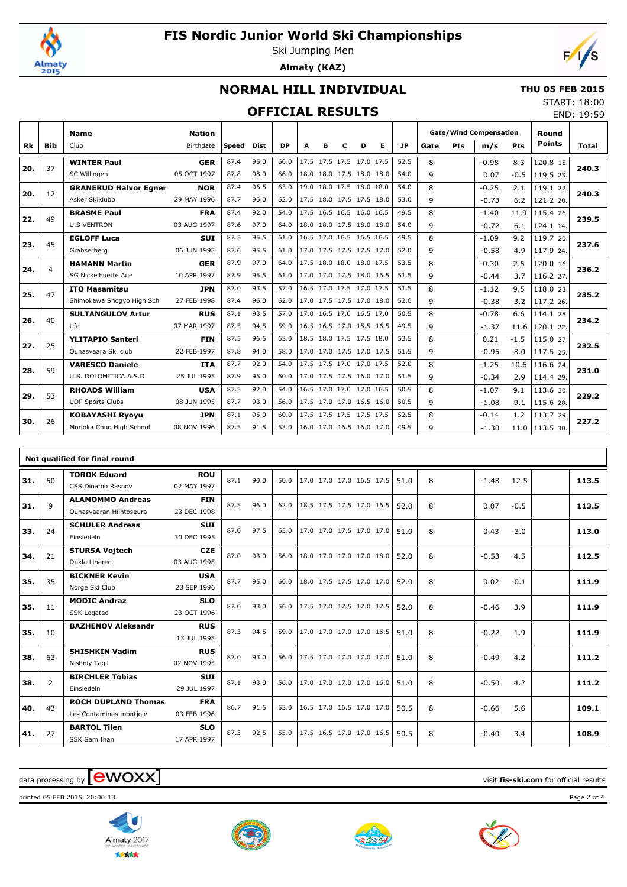# FIS Nordic Junior World Ski Championships

Ski Jumping Men

**Almaty (KAZ)**

## NORMAL HILL INDIVIDUAL

**THU 05 FEB 2015**

START: 18:00

END: 19:59

## OFFICIAL RESULTS

| Rk | Bib | Name / Club | Nation / Birthdate | Speed | Dist | DP | A | B | C | D | E | JP | Gate | Gate Pts | Wind m/s | Wind Pts | Round Points | Total |
|---|---|---|---|---|---|---|---|---|---|---|---|---|---|---|---|---|---|---|
| 20. | 37 | **WINTER Paul** | **GER** | 87.4 | 95.0 | 60.0 | 17.5 | 17.5 | 17.5 | 17.0 | 17.5 | 52.5 | 8 | | -0.98 | 8.3 | 120.8 15. | **240.3** |
| | | SC Willingen | 05 OCT 1997 | 87.8 | 98.0 | 66.0 | 18.0 | 18.0 | 17.5 | 18.0 | 18.0 | 54.0 | 9 | | 0.07 | -0.5 | 119.5 23. | |
| 20. | 12 | **GRANERUD Halvor Egner** | **NOR** | 87.4 | 96.5 | 63.0 | 19.0 | 18.0 | 17.5 | 18.0 | 18.0 | 54.0 | 8 | | -0.25 | 2.1 | 119.1 22. | **240.3** |
| | | Asker Skiklubb | 29 MAY 1996 | 87.7 | 96.0 | 62.0 | 17.5 | 18.0 | 17.5 | 17.5 | 18.0 | 53.0 | 9 | | -0.73 | 6.2 | 121.2 20. | |
| 22. | 49 | **BRASME Paul** | **FRA** | 87.4 | 92.0 | 54.0 | 17.5 | 16.5 | 16.5 | 16.0 | 16.5 | 49.5 | 8 | | -1.40 | 11.9 | 115.4 26. | **239.5** |
| | | U.S VENTRON | 03 AUG 1997 | 87.6 | 97.0 | 64.0 | 18.0 | 18.0 | 17.5 | 18.0 | 18.0 | 54.0 | 9 | | -0.72 | 6.1 | 124.1 14. | |
| 23. | 45 | **EGLOFF Luca** | **SUI** | 87.5 | 95.5 | 61.0 | 16.5 | 17.0 | 16.5 | 16.5 | 16.5 | 49.5 | 8 | | -1.09 | 9.2 | 119.7 20. | **237.6** |
| | | Grabserberg | 06 JUN 1995 | 87.6 | 95.5 | 61.0 | 17.0 | 17.5 | 17.5 | 17.5 | 17.0 | 52.0 | 9 | | -0.58 | 4.9 | 117.9 24. | |
| 24. | 4 | **HAMANN Martin** | **GER** | 87.9 | 97.0 | 64.0 | 17.5 | 18.0 | 18.0 | 18.0 | 17.5 | 53.5 | 8 | | -0.30 | 2.5 | 120.0 16. | **236.2** |
| | | SG Nickelhuette Aue | 10 APR 1997 | 87.9 | 95.5 | 61.0 | 17.0 | 17.0 | 17.5 | 18.0 | 16.5 | 51.5 | 9 | | -0.44 | 3.7 | 116.2 27. | |
| 25. | 47 | **ITO Masamitsu** | **JPN** | 87.0 | 93.5 | 57.0 | 16.5 | 17.0 | 17.5 | 17.0 | 17.5 | 51.5 | 8 | | -1.12 | 9.5 | 118.0 23. | **235.2** |
| | | Shimokawa Shogyo High Sch | 27 FEB 1998 | 87.4 | 96.0 | 62.0 | 17.0 | 17.5 | 17.5 | 17.0 | 18.0 | 52.0 | 9 | | -0.38 | 3.2 | 117.2 26. | |
| 26. | 40 | **SULTANGULOV Artur** | **RUS** | 87.1 | 93.5 | 57.0 | 17.0 | 16.5 | 17.0 | 16.5 | 17.0 | 50.5 | 8 | | -0.78 | 6.6 | 114.1 28. | **234.2** |
| | | Ufa | 07 MAR 1997 | 87.5 | 94.5 | 59.0 | 16.5 | 16.5 | 17.0 | 15.5 | 16.5 | 49.5 | 9 | | -1.37 | 11.6 | 120.1 22. | |
| 27. | 25 | **YLITAPIO Santeri** | **FIN** | 87.5 | 96.5 | 63.0 | 18.5 | 18.0 | 17.5 | 17.5 | 18.0 | 53.5 | 8 | | 0.21 | -1.5 | 115.0 27. | **232.5** |
| | | Ounasvaara Ski club | 22 FEB 1997 | 87.8 | 94.0 | 58.0 | 17.0 | 17.0 | 17.5 | 17.0 | 17.5 | 51.5 | 9 | | -0.95 | 8.0 | 117.5 25. | |
| 28. | 59 | **VARESCO Daniele** | **ITA** | 87.7 | 92.0 | 54.0 | 17.5 | 17.5 | 17.0 | 17.0 | 17.5 | 52.0 | 8 | | -1.25 | 10.6 | 116.6 24. | **231.0** |
| | | U.S. DOLOMITICA A.S.D. | 25 JUL 1995 | 87.9 | 95.0 | 60.0 | 17.0 | 17.5 | 17.5 | 16.0 | 17.0 | 51.5 | 9 | | -0.34 | 2.9 | 114.4 29. | |
| 29. | 53 | **RHOADS William** | **USA** | 87.5 | 92.0 | 54.0 | 16.5 | 17.0 | 17.0 | 17.0 | 16.5 | 50.5 | 8 | | -1.07 | 9.1 | 113.6 30. | **229.2** |
| | | UOP Sports Clubs | 08 JUN 1995 | 87.7 | 93.0 | 56.0 | 17.5 | 17.0 | 17.0 | 16.5 | 16.0 | 50.5 | 9 | | -1.08 | 9.1 | 115.6 28. | |
| 30. | 26 | **KOBAYASHI Ryoyu** | **JPN** | 87.1 | 95.0 | 60.0 | 17.5 | 17.5 | 17.5 | 17.5 | 17.5 | 52.5 | 8 | | -0.14 | 1.2 | 113.7 29. | **227.2** |
| | | Morioka Chuo High School | 08 NOV 1996 | 87.5 | 91.5 | 53.0 | 16.0 | 17.0 | 16.5 | 16.0 | 17.0 | 49.5 | 9 | | -1.30 | 11.0 | 113.5 30. | |

**Not qualified for final round**

| Rk | Bib | Name / Club | Nation / Birthdate | Speed | Dist | DP | A | B | C | D | E | JP | Gate | Gate Pts | Wind m/s | Wind Pts | Round Points | Total |
|---|---|---|---|---|---|---|---|---|---|---|---|---|---|---|---|---|---|---|
| 31. | 50 | **TOROK Eduard** / CSS Dinamo Rasnov | **ROU** / 02 MAY 1997 | 87.1 | 90.0 | 50.0 | 17.0 | 17.0 | 17.0 | 16.5 | 17.5 | 51.0 | 8 | | -1.48 | 12.5 | | **113.5** |
| 31. | 9 | **ALAMOMMO Andreas** / Ounasvaaran Hiihtoseura | **FIN** / 23 DEC 1998 | 87.5 | 96.0 | 62.0 | 18.5 | 17.5 | 17.5 | 17.0 | 16.5 | 52.0 | 8 | | 0.07 | -0.5 | | **113.5** |
| 33. | 24 | **SCHULER Andreas** / Einsiedeln | **SUI** / 30 DEC 1995 | 87.0 | 97.5 | 65.0 | 17.0 | 17.0 | 17.5 | 17.0 | 17.0 | 51.0 | 8 | | 0.43 | -3.0 | | **113.0** |
| 34. | 21 | **STURSA Vojtech** / Dukla Liberec | **CZE** / 03 AUG 1995 | 87.0 | 93.0 | 56.0 | 18.0 | 17.0 | 17.0 | 17.0 | 18.0 | 52.0 | 8 | | -0.53 | 4.5 | | **112.5** |
| 35. | 35 | **BICKNER Kevin** / Norge Ski Club | **USA** / 23 SEP 1996 | 87.7 | 95.0 | 60.0 | 18.0 | 17.5 | 17.5 | 17.0 | 17.0 | 52.0 | 8 | | 0.02 | -0.1 | | **111.9** |
| 35. | 11 | **MODIC Andraz** / SSK Logatec | **SLO** / 23 OCT 1996 | 87.0 | 93.0 | 56.0 | 17.5 | 17.0 | 17.5 | 17.0 | 17.5 | 52.0 | 8 | | -0.46 | 3.9 | | **111.9** |
| 35. | 10 | **BAZHENOV Aleksandr** | **RUS** / 13 JUL 1995 | 87.3 | 94.5 | 59.0 | 17.0 | 17.0 | 17.0 | 17.0 | 16.5 | 51.0 | 8 | | -0.22 | 1.9 | | **111.9** |
| 38. | 63 | **SHISHKIN Vadim** / Nishniy Tagil | **RUS** / 02 NOV 1995 | 87.0 | 93.0 | 56.0 | 17.5 | 17.0 | 17.0 | 17.0 | 17.0 | 51.0 | 8 | | -0.49 | 4.2 | | **111.2** |
| 38. | 2 | **BIRCHLER Tobias** / Einsiedeln | **SUI** / 29 JUL 1997 | 87.1 | 93.0 | 56.0 | 17.0 | 17.0 | 17.0 | 17.0 | 16.0 | 51.0 | 8 | | -0.50 | 4.2 | | **111.2** |
| 40. | 43 | **ROCH DUPLAND Thomas** / Les Contamines montjoie | **FRA** / 03 FEB 1996 | 86.7 | 91.5 | 53.0 | 16.5 | 17.0 | 16.5 | 17.0 | 17.0 | 50.5 | 8 | | -0.66 | 5.6 | | **109.1** |
| 41. | 27 | **BARTOL Tilen** / SSK Sam Ihan | **SLO** / 17 APR 1997 | 87.3 | 92.5 | 55.0 | 17.5 | 16.5 | 17.0 | 17.0 | 16.5 | 50.5 | 8 | | -0.40 | 3.4 | | **108.9** |

data processing by [ewoxx] — visit **fis-ski.com** for official results

printed 05 FEB 2015, 20:00:13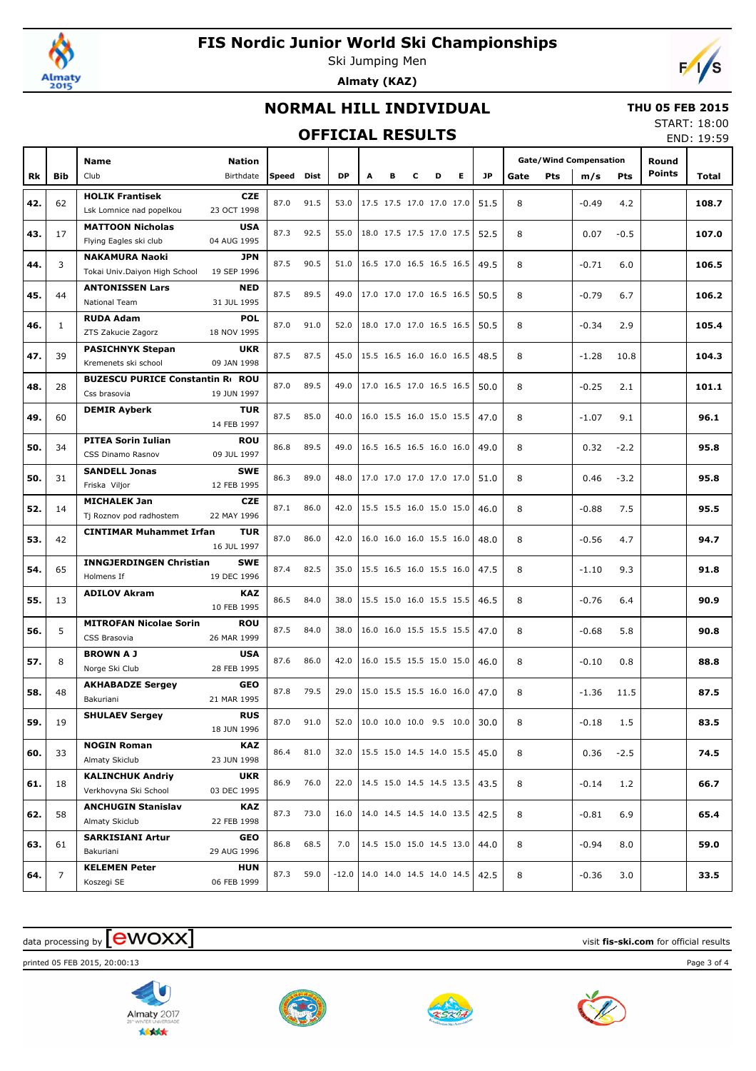# FIS Nordic Junior World Ski Championships

Ski Jumping Men

**Almaty (KAZ)**

## NORMAL HILL INDIVIDUAL

**THU 05 FEB 2015**

START: 18:00

END: 19:59

## OFFICIAL RESULTS

| Rk | Bib | Name / Club | Nation / Birthdate | Speed | Dist | DP | A | B | C | D | E | JP | Gate | Pts | m/s | Pts | Round Points | Total |
|---|---|---|---|---|---|---|---|---|---|---|---|---|---|---|---|---|---|---|
| 42. | 62 | **HOLIK Frantisek** Lsk Lomnice nad popelkou | **CZE** 23 OCT 1998 | 87.0 | 91.5 | 53.0 | 17.5 | 17.5 | 17.0 | 17.0 | 17.0 | 51.5 | 8 | | -0.49 | 4.2 | | **108.7** |
| 43. | 17 | **MATTOON Nicholas** Flying Eagles ski club | **USA** 04 AUG 1995 | 87.3 | 92.5 | 55.0 | 18.0 | 17.5 | 17.5 | 17.0 | 17.5 | 52.5 | 8 | | 0.07 | -0.5 | | **107.0** |
| 44. | 3 | **NAKAMURA Naoki** Tokai Univ.Daiyon High School | **JPN** 19 SEP 1996 | 87.5 | 90.5 | 51.0 | 16.5 | 17.0 | 16.5 | 16.5 | 16.5 | 49.5 | 8 | | -0.71 | 6.0 | | **106.5** |
| 45. | 44 | **ANTONISSEN Lars** National Team | **NED** 31 JUL 1995 | 87.5 | 89.5 | 49.0 | 17.0 | 17.0 | 17.0 | 16.5 | 16.5 | 50.5 | 8 | | -0.79 | 6.7 | | **106.2** |
| 46. | 1 | **RUDA Adam** ZTS Zakucie Zagorz | **POL** 18 NOV 1995 | 87.0 | 91.0 | 52.0 | 18.0 | 17.0 | 17.0 | 16.5 | 16.5 | 50.5 | 8 | | -0.34 | 2.9 | | **105.4** |
| 47. | 39 | **PASICHNYK Stepan** Kremenets ski school | **UKR** 09 JAN 1998 | 87.5 | 87.5 | 45.0 | 15.5 | 16.5 | 16.0 | 16.0 | 16.5 | 48.5 | 8 | | -1.28 | 10.8 | | **104.3** |
| 48. | 28 | **BUZESCU PURICE Constantin R** Css brasovia | **ROU** 19 JUN 1997 | 87.0 | 89.5 | 49.0 | 17.0 | 16.5 | 17.0 | 16.5 | 16.5 | 50.0 | 8 | | -0.25 | 2.1 | | **101.1** |
| 49. | 60 | **DEMIR Ayberk** | **TUR** 14 FEB 1997 | 87.5 | 85.0 | 40.0 | 16.0 | 15.5 | 16.0 | 15.0 | 15.5 | 47.0 | 8 | | -1.07 | 9.1 | | **96.1** |
| 50. | 34 | **PITEA Sorin Iulian** CSS Dinamo Rasnov | **ROU** 09 JUL 1997 | 86.8 | 89.5 | 49.0 | 16.5 | 16.5 | 16.5 | 16.0 | 16.0 | 49.0 | 8 | | 0.32 | -2.2 | | **95.8** |
| 50. | 31 | **SANDELL Jonas** Friska Viljor | **SWE** 12 FEB 1995 | 86.3 | 89.0 | 48.0 | 17.0 | 17.0 | 17.0 | 17.0 | 17.0 | 51.0 | 8 | | 0.46 | -3.2 | | **95.8** |
| 52. | 14 | **MICHALEK Jan** Tj Roznov pod radhostem | **CZE** 22 MAY 1996 | 87.1 | 86.0 | 42.0 | 15.5 | 15.5 | 16.0 | 15.0 | 15.0 | 46.0 | 8 | | -0.88 | 7.5 | | **95.5** |
| 53. | 42 | **CINTIMAR Muhammet Irfan** | **TUR** 16 JUL 1997 | 87.0 | 86.0 | 42.0 | 16.0 | 16.0 | 16.0 | 15.5 | 16.0 | 48.0 | 8 | | -0.56 | 4.7 | | **94.7** |
| 54. | 65 | **INNGJERDINGEN Christian** Holmens If | **SWE** 19 DEC 1996 | 87.4 | 82.5 | 35.0 | 15.5 | 16.5 | 16.0 | 15.5 | 16.0 | 47.5 | 8 | | -1.10 | 9.3 | | **91.8** |
| 55. | 13 | **ADILOV Akram** | **KAZ** 10 FEB 1995 | 86.5 | 84.0 | 38.0 | 15.5 | 15.0 | 16.0 | 15.5 | 15.5 | 46.5 | 8 | | -0.76 | 6.4 | | **90.9** |
| 56. | 5 | **MITROFAN Nicolae Sorin** CSS Brasovia | **ROU** 26 MAR 1999 | 87.5 | 84.0 | 38.0 | 16.0 | 16.0 | 15.5 | 15.5 | 15.5 | 47.0 | 8 | | -0.68 | 5.8 | | **90.8** |
| 57. | 8 | **BROWN A J** Norge Ski Club | **USA** 28 FEB 1995 | 87.6 | 86.0 | 42.0 | 16.0 | 15.5 | 15.5 | 15.0 | 15.0 | 46.0 | 8 | | -0.10 | 0.8 | | **88.8** |
| 58. | 48 | **AKHABADZE Sergey** Bakuriani | **GEO** 21 MAR 1995 | 87.8 | 79.5 | 29.0 | 15.0 | 15.5 | 15.5 | 16.0 | 16.0 | 47.0 | 8 | | -1.36 | 11.5 | | **87.5** |
| 59. | 19 | **SHULAEV Sergey** | **RUS** 18 JUN 1996 | 87.0 | 91.0 | 52.0 | 10.0 | 10.0 | 10.0 | 9.5 | 10.0 | 30.0 | 8 | | -0.18 | 1.5 | | **83.5** |
| 60. | 33 | **NOGIN Roman** Almaty Skiclub | **KAZ** 23 JUN 1998 | 86.4 | 81.0 | 32.0 | 15.5 | 15.0 | 14.5 | 14.0 | 15.5 | 45.0 | 8 | | 0.36 | -2.5 | | **74.5** |
| 61. | 18 | **KALINCHUK Andriy** Verkhovyna Ski School | **UKR** 03 DEC 1995 | 86.9 | 76.0 | 22.0 | 14.5 | 15.0 | 14.5 | 14.5 | 13.5 | 43.5 | 8 | | -0.14 | 1.2 | | **66.7** |
| 62. | 58 | **ANCHUGIN Stanislav** Almaty Skiclub | **KAZ** 22 FEB 1998 | 87.3 | 73.0 | 16.0 | 14.0 | 14.5 | 14.5 | 14.0 | 13.5 | 42.5 | 8 | | -0.81 | 6.9 | | **65.4** |
| 63. | 61 | **SARKISIANI Artur** Bakuriani | **GEO** 29 AUG 1996 | 86.8 | 68.5 | 7.0 | 14.5 | 15.0 | 15.0 | 14.5 | 13.0 | 44.0 | 8 | | -0.94 | 8.0 | | **59.0** |
| 64. | 7 | **KELEMEN Peter** Koszegi SE | **HUN** 06 FEB 1999 | 87.3 | 59.0 | -12.0 | 14.0 | 14.0 | 14.5 | 14.0 | 14.5 | 42.5 | 8 | | -0.36 | 3.0 | | **33.5** |

data processing by ewoxx — visit **fis-ski.com** for official results

printed 05 FEB 2015, 20:00:13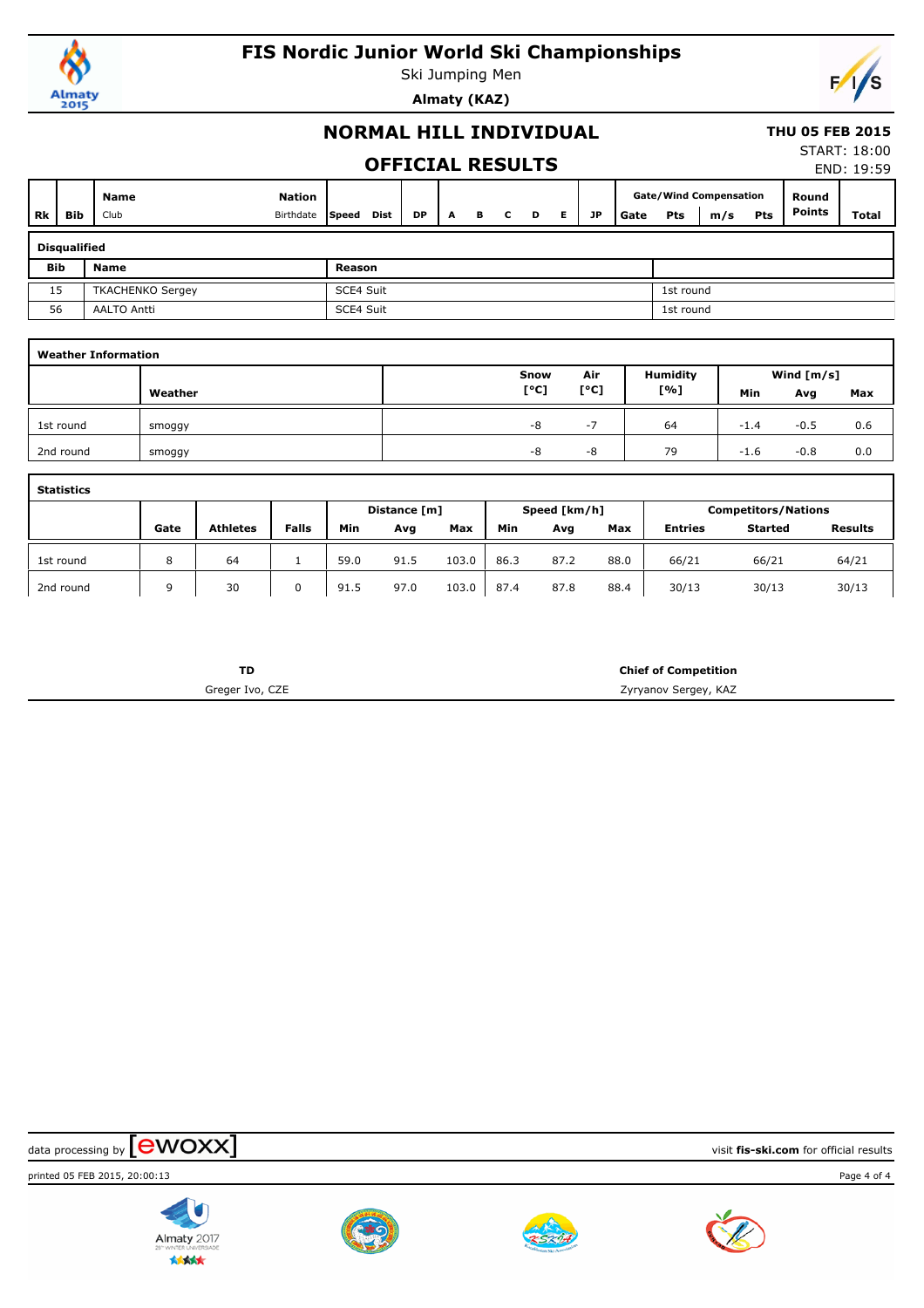# FIS Nordic Junior World Ski Championships

Ski Jumping Men

**Almaty (KAZ)**

## NORMAL HILL INDIVIDUAL

## OFFICIAL RESULTS

**THU 05 FEB 2015**

START: 18:00

END: 19:59

| Rk | Bib | Name / Club | Nation / Birthdate | Speed | Dist | DP | A | B | C | D | E | JP | Gate/Wind Compensation | | | | Round Points | Total |
|---|---|---|---|---|---|---|---|---|---|---|---|---|---|---|---|---|---|---|
| | | | | | | | | | | | | | Gate | Pts | m/s | Pts | | |

**Disqualified**

| Bib | Name | Reason | |
|---|---|---|---|
| 15 | TKACHENKO Sergey | SCE4 Suit | 1st round |
| 56 | AALTO Antti | SCE4 Suit | 1st round |

**Weather Information**

| | Weather | Snow [°C] | Air [°C] | Humidity [%] | Wind [m/s] | | |
|---|---|---|---|---|---|---|---|
| | | | | | Min | Avg | Max |
| 1st round | smoggy | -8 | -7 | 64 | -1.4 | -0.5 | 0.6 |
| 2nd round | smoggy | -8 | -8 | 79 | -1.6 | -0.8 | 0.0 |

**Statistics**

| | Gate | Athletes | Falls | Distance [m] | | | Speed [km/h] | | | Competitors/Nations | | |
|---|---|---|---|---|---|---|---|---|---|---|---|---|
| | | | | Min | Avg | Max | Min | Avg | Max | Entries | Started | Results |
| 1st round | 8 | 64 | 1 | 59.0 | 91.5 | 103.0 | 86.3 | 87.2 | 88.0 | 66/21 | 66/21 | 64/21 |
| 2nd round | 9 | 30 | 0 | 91.5 | 97.0 | 103.0 | 87.4 | 87.8 | 88.4 | 30/13 | 30/13 | 30/13 |

**TD**
Greger Ivo, CZE

**Chief of Competition**
Zyryanov Sergey, KAZ

data processing by ewoxx

visit fis-ski.com for official results

printed 05 FEB 2015, 20:00:13